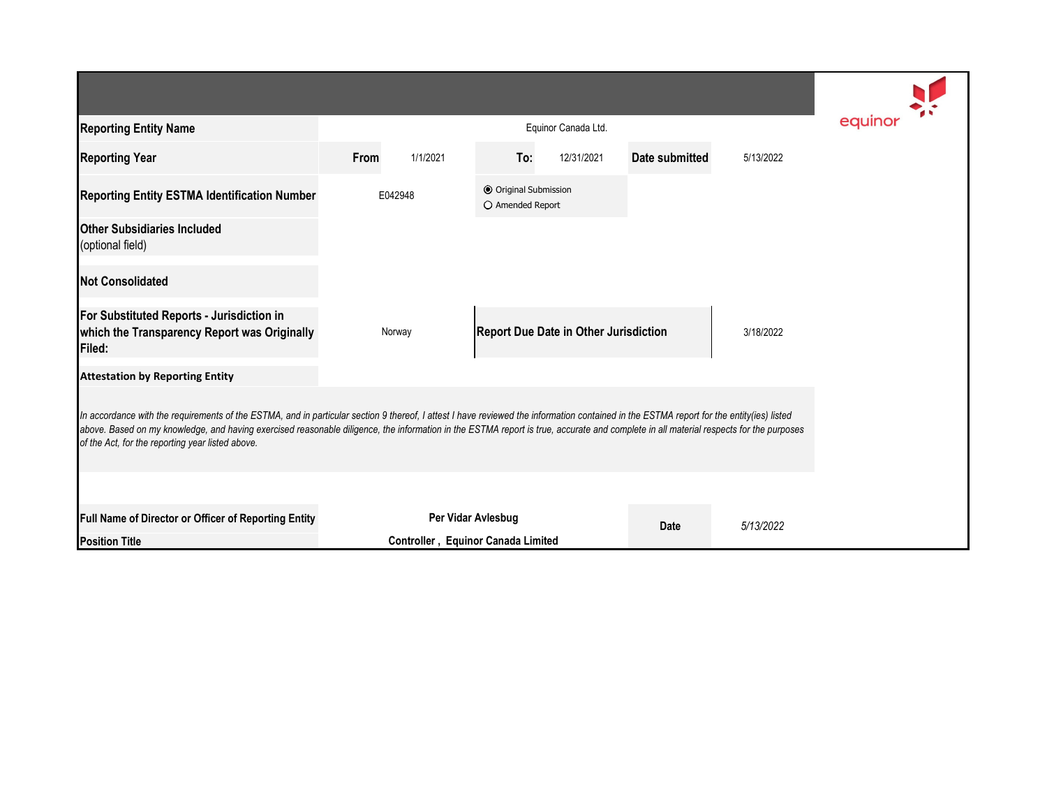equinor

| | | | | | | |
|---|---|---|---|---|---|---|
| **Reporting Entity Name** | Equinor Canada Ltd. | | | | | |
| **Reporting Year** | **From** | 1/1/2021 | **To:** | 12/31/2021 | **Date submitted** | 5/13/2022 |
| **Reporting Entity ESTMA Identification Number** | E042948 | | ◉ Original Submission<br>○ Amended Report | | | |
| **Other Subsidiaries Included** (optional field) | | | | | | |
| **Not Consolidated** | | | | | | |
| **For Substituted Reports - Jurisdiction in which the Transparency Report was Originally Filed:** | Norway | | **Report Due Date in Other Jurisdiction** | | | 3/18/2022 |

**Attestation by Reporting Entity**

*In accordance with the requirements of the ESTMA, and in particular section 9 thereof, I attest I have reviewed the information contained in the ESTMA report for the entity(ies) listed above. Based on my knowledge, and having exercised reasonable diligence, the information in the ESTMA report is true, accurate and complete in all material respects for the purposes of the Act, for the reporting year listed above.*

| | | | |
|---|---|---|---|
| **Full Name of Director or Officer of Reporting Entity** | **Per Vidar Avlesbug** | **Date** | *5/13/2022* |
| **Position Title** | **Controller , Equinor Canada Limited** | | |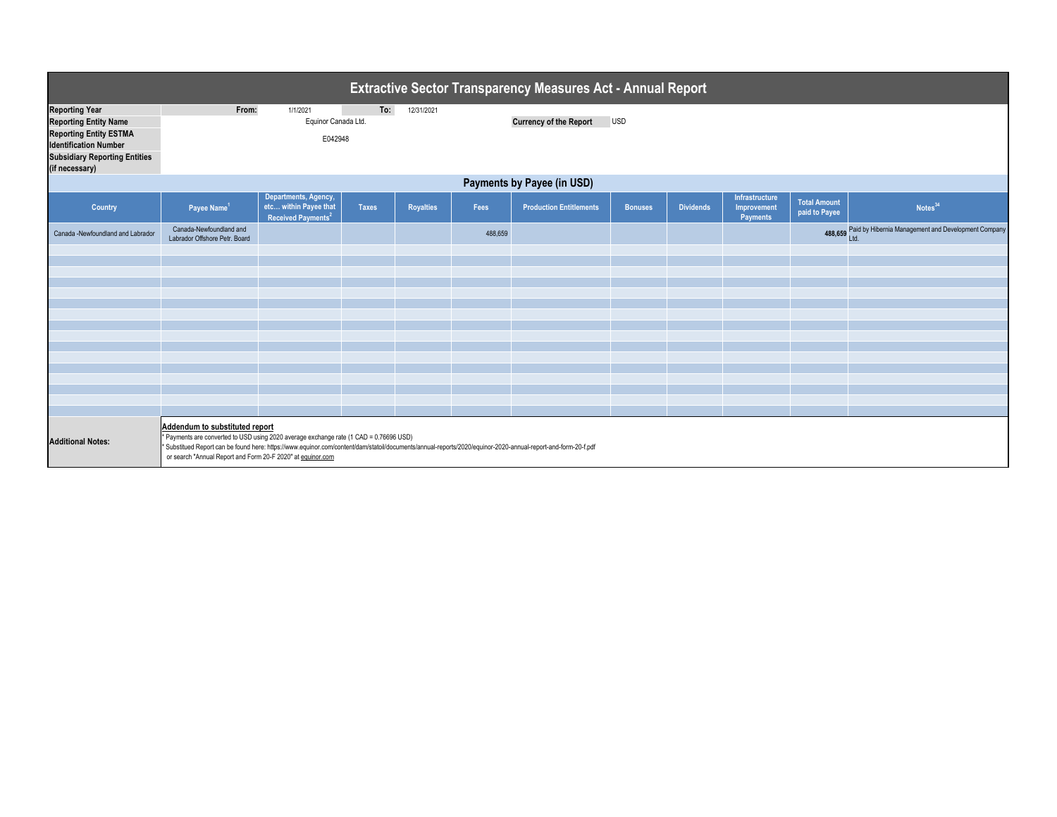# Extractive Sector Transparency Measures Act - Annual Report

| | | | |
|---|---|---|---|
| **Reporting Year** | From: 1/1/2021 | To: 12/31/2021 | |
| **Reporting Entity Name** | Equinor Canada Ltd. | **Currency of the Report** | USD |
| **Reporting Entity ESTMA Identification Number** | E042948 | | |
| **Subsidiary Reporting Entities (if necessary)** | | | |

## Payments by Payee (in USD)

| Country | Payee Name[1] | Departments, Agency, etc… within Payee that Received Payments[2] | Taxes | Royalties | Fees | Production Entitlements | Bonuses | Dividends | Infrastructure Improvement Payments | Total Amount paid to Payee | Notes[34] |
|---|---|---|---|---|---|---|---|---|---|---|---|
| Canada -Newfoundland and Labrador | Canada-Newfoundland and Labrador Offshore Petr. Board | | | | 488,659 | | | | | 488,659 | Paid by Hibernia Management and Development Company Ltd. |

**Additional Notes:**

**Addendum to substituted report**

* Payments are converted to USD using 2020 average exchange rate (1 CAD = 0.76696 USD)
* Substitued Report can be found here: https://www.equinor.com/content/dam/statoil/documents/annual-reports/2020/equinor-2020-annual-report-and-form-20-f.pdf or search "Annual Report and Form 20-F 2020" at equinor.com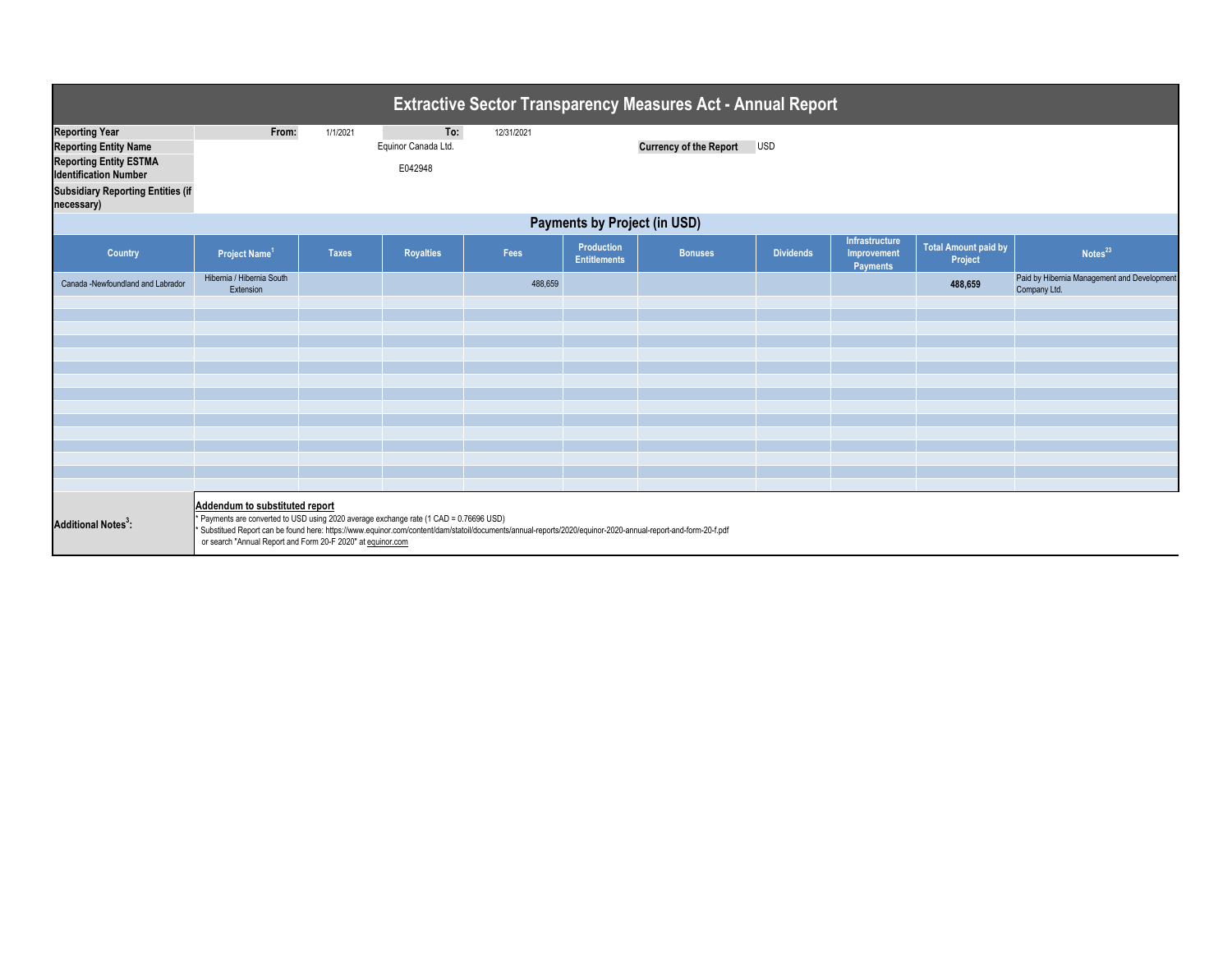# Extractive Sector Transparency Measures Act - Annual Report

| | | | | | |
|---|---|---|---|---|---|
| **Reporting Year** | **From:** | 1/1/2021 | **To:** | 12/31/2021 | |
| **Reporting Entity Name** | | Equinor Canada Ltd. | | **Currency of the Report** | USD |
| **Reporting Entity ESTMA Identification Number** | | E042948 | | | |
| **Subsidiary Reporting Entities (if necessary)** | | | | | |

## Payments by Project (in USD)

| Country | Project Name[1] | Taxes | Royalties | Fees | Production Entitlements | Bonuses | Dividends | Infrastructure Improvement Payments | Total Amount paid by Project | Notes[23] |
|---|---|---|---|---|---|---|---|---|---|---|
| Canada -Newfoundland and Labrador | Hibernia / Hibernia South Extension | | | 488,659 | | | | | **488,659** | Paid by Hibernia Management and Development Company Ltd. |

**Additional Notes[3]:**

**Addendum to substituted report**

* Payments are converted to USD using 2020 average exchange rate (1 CAD = 0.76696 USD)
* Substitued Report can be found here: https://www.equinor.com/content/dam/statoil/documents/annual-reports/2020/equinor-2020-annual-report-and-form-20-f.pdf
  or search "Annual Report and Form 20-F 2020" at equinor.com